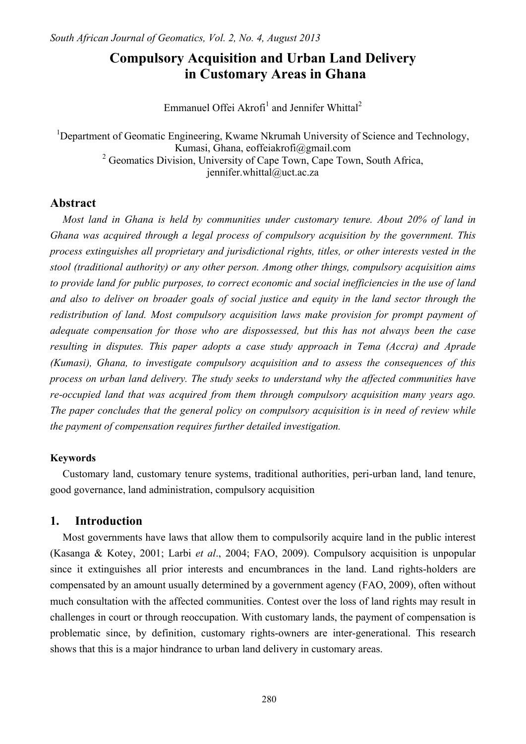# Compulsory Acquisition and Urban Land Delivery in Customary Areas in Ghana

Emmanuel Offei Akrofi[1] and Jennifer Whittal[2]

[1]Department of Geomatic Engineering, Kwame Nkrumah University of Science and Technology, Kumasi, Ghana, eoffeiakrofi@gmail.com

[2] Geomatics Division, University of Cape Town, Cape Town, South Africa, jennifer.whittal@uct.ac.za

## Abstract

*Most land in Ghana is held by communities under customary tenure. About 20% of land in Ghana was acquired through a legal process of compulsory acquisition by the government. This process extinguishes all proprietary and jurisdictional rights, titles, or other interests vested in the stool (traditional authority) or any other person. Among other things, compulsory acquisition aims to provide land for public purposes, to correct economic and social inefficiencies in the use of land and also to deliver on broader goals of social justice and equity in the land sector through the redistribution of land. Most compulsory acquisition laws make provision for prompt payment of adequate compensation for those who are dispossessed, but this has not always been the case resulting in disputes. This paper adopts a case study approach in Tema (Accra) and Aprade (Kumasi), Ghana, to investigate compulsory acquisition and to assess the consequences of this process on urban land delivery. The study seeks to understand why the affected communities have re-occupied land that was acquired from them through compulsory acquisition many years ago. The paper concludes that the general policy on compulsory acquisition is in need of review while the payment of compensation requires further detailed investigation.*

### Keywords

Customary land, customary tenure systems, traditional authorities, peri-urban land, land tenure, good governance, land administration, compulsory acquisition

## 1. Introduction

Most governments have laws that allow them to compulsorily acquire land in the public interest (Kasanga & Kotey, 2001; Larbi *et al*., 2004; FAO, 2009). Compulsory acquisition is unpopular since it extinguishes all prior interests and encumbrances in the land. Land rights-holders are compensated by an amount usually determined by a government agency (FAO, 2009), often without much consultation with the affected communities. Contest over the loss of land rights may result in challenges in court or through reoccupation. With customary lands, the payment of compensation is problematic since, by definition, customary rights-owners are inter-generational. This research shows that this is a major hindrance to urban land delivery in customary areas.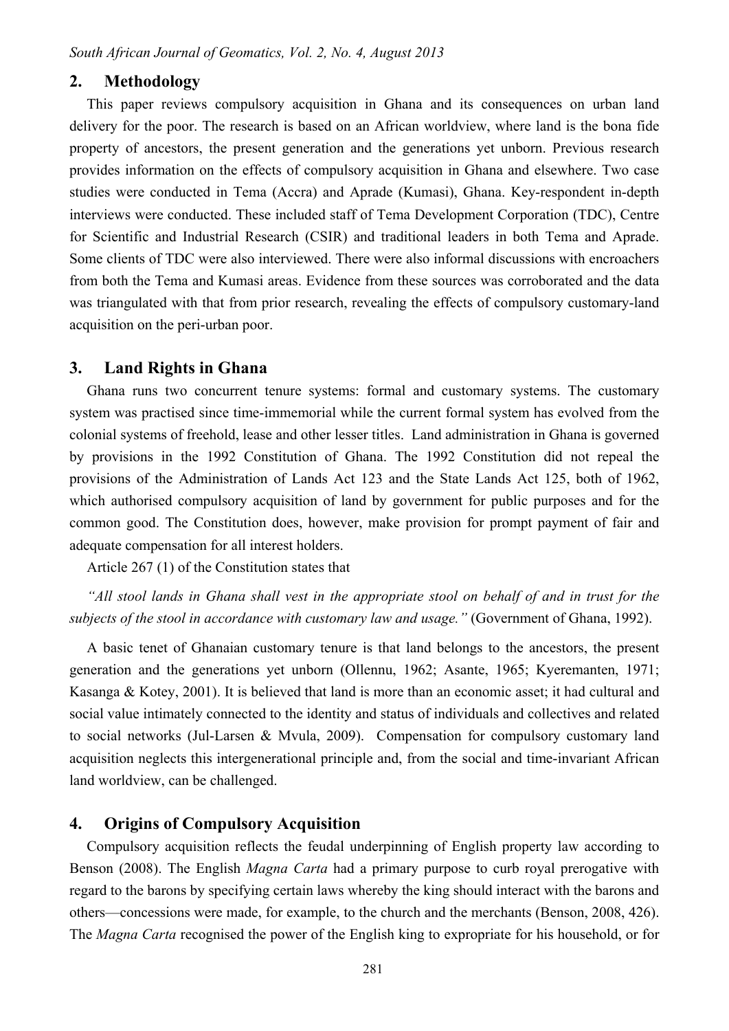## 2. Methodology

This paper reviews compulsory acquisition in Ghana and its consequences on urban land delivery for the poor. The research is based on an African worldview, where land is the bona fide property of ancestors, the present generation and the generations yet unborn. Previous research provides information on the effects of compulsory acquisition in Ghana and elsewhere. Two case studies were conducted in Tema (Accra) and Aprade (Kumasi), Ghana. Key-respondent in-depth interviews were conducted. These included staff of Tema Development Corporation (TDC), Centre for Scientific and Industrial Research (CSIR) and traditional leaders in both Tema and Aprade. Some clients of TDC were also interviewed. There were also informal discussions with encroachers from both the Tema and Kumasi areas. Evidence from these sources was corroborated and the data was triangulated with that from prior research, revealing the effects of compulsory customary-land acquisition on the peri-urban poor.

## 3. Land Rights in Ghana

Ghana runs two concurrent tenure systems: formal and customary systems. The customary system was practised since time-immemorial while the current formal system has evolved from the colonial systems of freehold, lease and other lesser titles. Land administration in Ghana is governed by provisions in the 1992 Constitution of Ghana. The 1992 Constitution did not repeal the provisions of the Administration of Lands Act 123 and the State Lands Act 125, both of 1962, which authorised compulsory acquisition of land by government for public purposes and for the common good. The Constitution does, however, make provision for prompt payment of fair and adequate compensation for all interest holders.

Article 267 (1) of the Constitution states that

*"All stool lands in Ghana shall vest in the appropriate stool on behalf of and in trust for the subjects of the stool in accordance with customary law and usage."* (Government of Ghana, 1992).

A basic tenet of Ghanaian customary tenure is that land belongs to the ancestors, the present generation and the generations yet unborn (Ollennu, 1962; Asante, 1965; Kyeremanten, 1971; Kasanga & Kotey, 2001). It is believed that land is more than an economic asset; it had cultural and social value intimately connected to the identity and status of individuals and collectives and related to social networks (Jul-Larsen & Mvula, 2009). Compensation for compulsory customary land acquisition neglects this intergenerational principle and, from the social and time-invariant African land worldview, can be challenged.

## 4. Origins of Compulsory Acquisition

Compulsory acquisition reflects the feudal underpinning of English property law according to Benson (2008). The English *Magna Carta* had a primary purpose to curb royal prerogative with regard to the barons by specifying certain laws whereby the king should interact with the barons and others—concessions were made, for example, to the church and the merchants (Benson, 2008, 426). The *Magna Carta* recognised the power of the English king to expropriate for his household, or for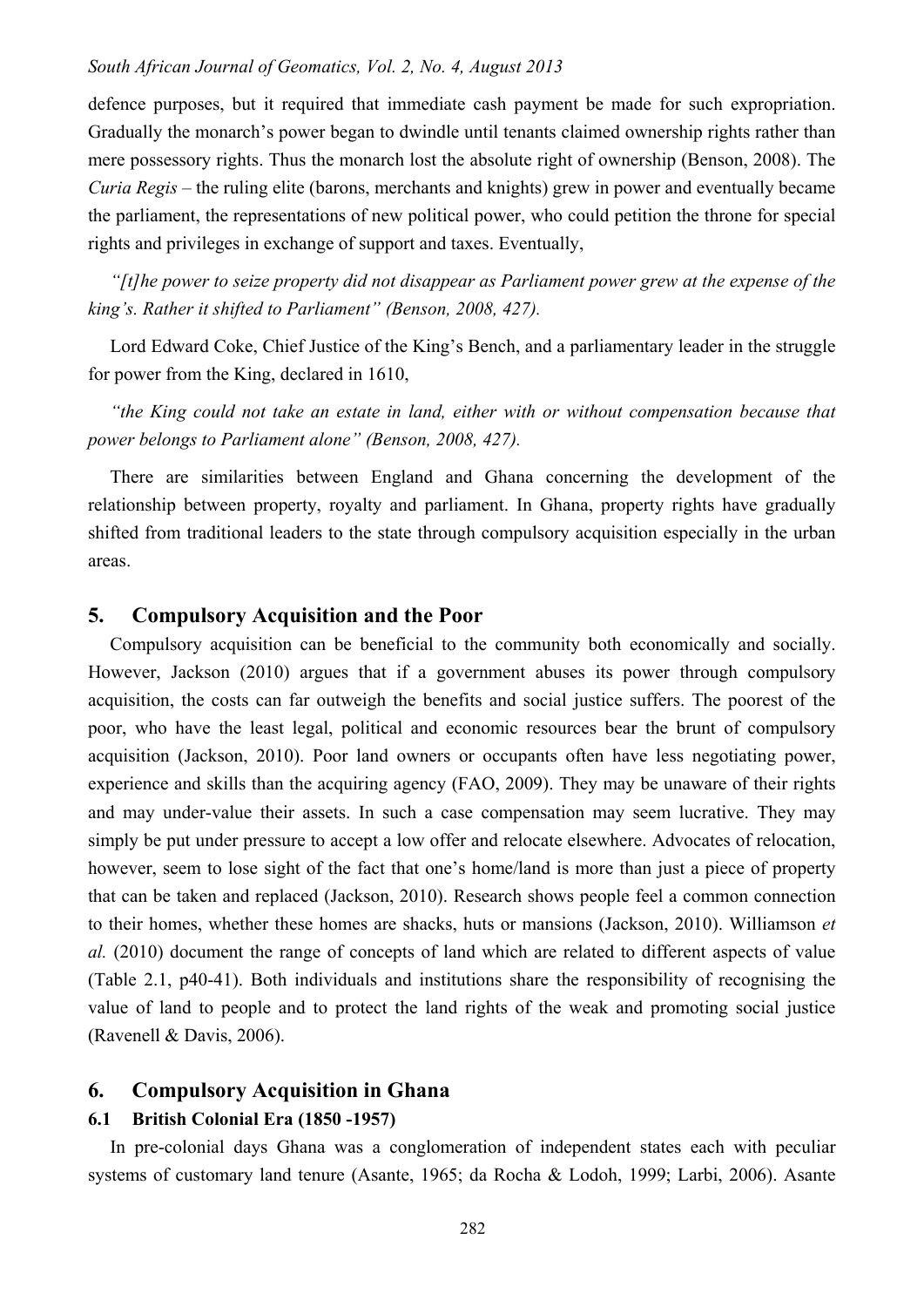defence purposes, but it required that immediate cash payment be made for such expropriation. Gradually the monarch's power began to dwindle until tenants claimed ownership rights rather than mere possessory rights. Thus the monarch lost the absolute right of ownership (Benson, 2008). The *Curia Regis* – the ruling elite (barons, merchants and knights) grew in power and eventually became the parliament, the representations of new political power, who could petition the throne for special rights and privileges in exchange of support and taxes. Eventually,

*"[t]he power to seize property did not disappear as Parliament power grew at the expense of the king's. Rather it shifted to Parliament" (Benson, 2008, 427).*

Lord Edward Coke, Chief Justice of the King's Bench, and a parliamentary leader in the struggle for power from the King, declared in 1610,

*"the King could not take an estate in land, either with or without compensation because that power belongs to Parliament alone" (Benson, 2008, 427).*

There are similarities between England and Ghana concerning the development of the relationship between property, royalty and parliament. In Ghana, property rights have gradually shifted from traditional leaders to the state through compulsory acquisition especially in the urban areas.

## 5. Compulsory Acquisition and the Poor

Compulsory acquisition can be beneficial to the community both economically and socially. However, Jackson (2010) argues that if a government abuses its power through compulsory acquisition, the costs can far outweigh the benefits and social justice suffers. The poorest of the poor, who have the least legal, political and economic resources bear the brunt of compulsory acquisition (Jackson, 2010). Poor land owners or occupants often have less negotiating power, experience and skills than the acquiring agency (FAO, 2009). They may be unaware of their rights and may under-value their assets. In such a case compensation may seem lucrative. They may simply be put under pressure to accept a low offer and relocate elsewhere. Advocates of relocation, however, seem to lose sight of the fact that one's home/land is more than just a piece of property that can be taken and replaced (Jackson, 2010). Research shows people feel a common connection to their homes, whether these homes are shacks, huts or mansions (Jackson, 2010). Williamson *et al.* (2010) document the range of concepts of land which are related to different aspects of value (Table 2.1, p40-41). Both individuals and institutions share the responsibility of recognising the value of land to people and to protect the land rights of the weak and promoting social justice (Ravenell & Davis, 2006).

## 6. Compulsory Acquisition in Ghana

### 6.1 British Colonial Era (1850 -1957)

In pre-colonial days Ghana was a conglomeration of independent states each with peculiar systems of customary land tenure (Asante, 1965; da Rocha & Lodoh, 1999; Larbi, 2006). Asante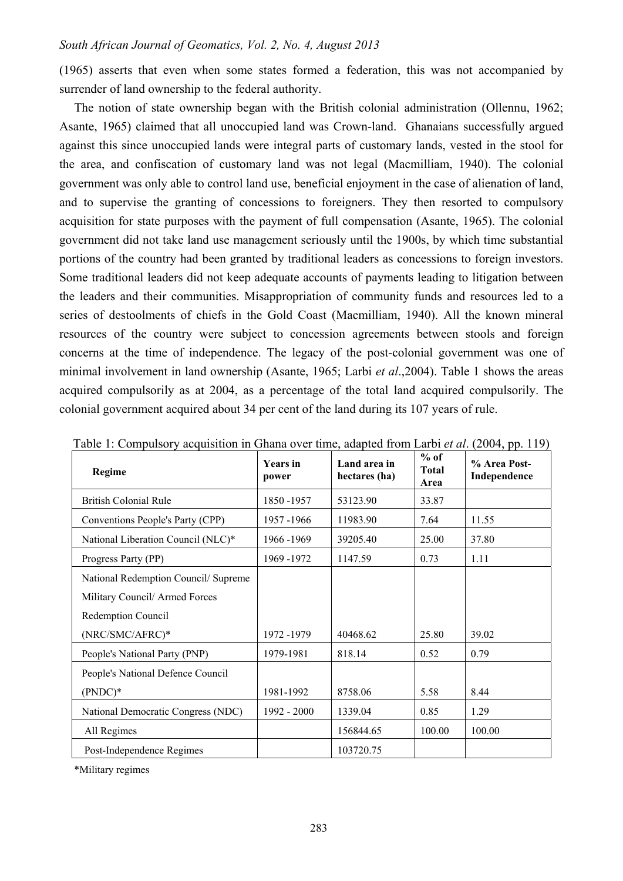(1965) asserts that even when some states formed a federation, this was not accompanied by surrender of land ownership to the federal authority.

The notion of state ownership began with the British colonial administration (Ollennu, 1962; Asante, 1965) claimed that all unoccupied land was Crown-land. Ghanaians successfully argued against this since unoccupied lands were integral parts of customary lands, vested in the stool for the area, and confiscation of customary land was not legal (Macmilliam, 1940). The colonial government was only able to control land use, beneficial enjoyment in the case of alienation of land, and to supervise the granting of concessions to foreigners. They then resorted to compulsory acquisition for state purposes with the payment of full compensation (Asante, 1965). The colonial government did not take land use management seriously until the 1900s, by which time substantial portions of the country had been granted by traditional leaders as concessions to foreign investors. Some traditional leaders did not keep adequate accounts of payments leading to litigation between the leaders and their communities. Misappropriation of community funds and resources led to a series of destoolments of chiefs in the Gold Coast (Macmilliam, 1940). All the known mineral resources of the country were subject to concession agreements between stools and foreign concerns at the time of independence. The legacy of the post-colonial government was one of minimal involvement in land ownership (Asante, 1965; Larbi *et al*.,2004). Table 1 shows the areas acquired compulsorily as at 2004, as a percentage of the total land acquired compulsorily. The colonial government acquired about 34 per cent of the land during its 107 years of rule.

Table 1: Compulsory acquisition in Ghana over time, adapted from Larbi *et al*. (2004, pp. 119)

| Regime | Years in power | Land area in hectares (ha) | % of Total Area | % Area Post-Independence |
|---|---|---|---|---|
| British Colonial Rule | 1850 -1957 | 53123.90 | 33.87 | |
| Conventions People's Party (CPP) | 1957 -1966 | 11983.90 | 7.64 | 11.55 |
| National Liberation Council (NLC)* | 1966 -1969 | 39205.40 | 25.00 | 37.80 |
| Progress Party (PP) | 1969 -1972 | 1147.59 | 0.73 | 1.11 |
| National Redemption Council/ Supreme Military Council/ Armed Forces Redemption Council (NRC/SMC/AFRC)* | 1972 -1979 | 40468.62 | 25.80 | 39.02 |
| People's National Party (PNP) | 1979-1981 | 818.14 | 0.52 | 0.79 |
| People's National Defence Council (PNDC)* | 1981-1992 | 8758.06 | 5.58 | 8.44 |
| National Democratic Congress (NDC) | 1992 - 2000 | 1339.04 | 0.85 | 1.29 |
| All Regimes | | 156844.65 | 100.00 | 100.00 |
| Post-Independence Regimes | | 103720.75 | | |

*Military regimes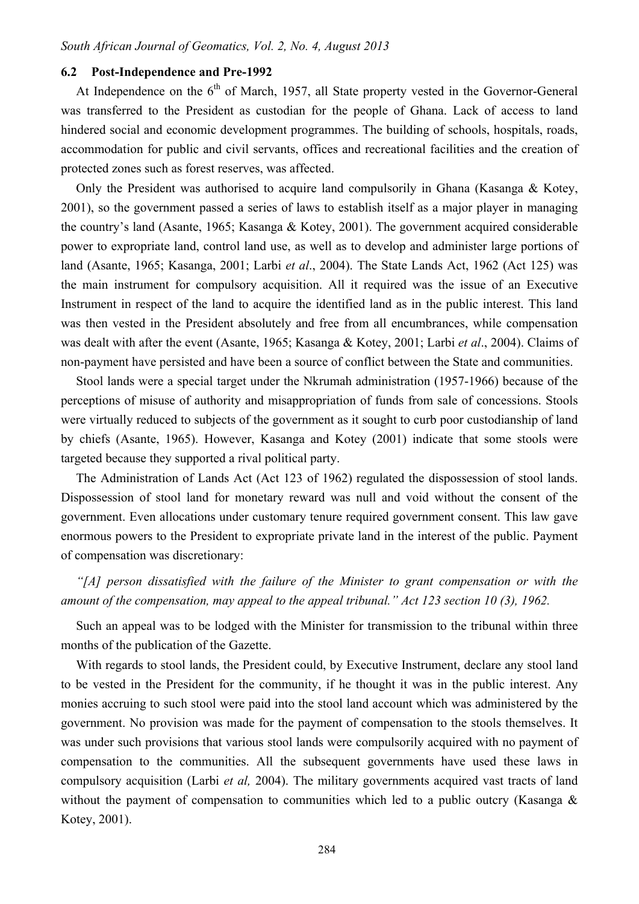### 6.2 Post-Independence and Pre-1992

At Independence on the 6th of March, 1957, all State property vested in the Governor-General was transferred to the President as custodian for the people of Ghana. Lack of access to land hindered social and economic development programmes. The building of schools, hospitals, roads, accommodation for public and civil servants, offices and recreational facilities and the creation of protected zones such as forest reserves, was affected.

Only the President was authorised to acquire land compulsorily in Ghana (Kasanga & Kotey, 2001), so the government passed a series of laws to establish itself as a major player in managing the country's land (Asante, 1965; Kasanga & Kotey, 2001). The government acquired considerable power to expropriate land, control land use, as well as to develop and administer large portions of land (Asante, 1965; Kasanga, 2001; Larbi *et al*., 2004). The State Lands Act, 1962 (Act 125) was the main instrument for compulsory acquisition. All it required was the issue of an Executive Instrument in respect of the land to acquire the identified land as in the public interest. This land was then vested in the President absolutely and free from all encumbrances, while compensation was dealt with after the event (Asante, 1965; Kasanga & Kotey, 2001; Larbi *et al*., 2004). Claims of non-payment have persisted and have been a source of conflict between the State and communities.

Stool lands were a special target under the Nkrumah administration (1957-1966) because of the perceptions of misuse of authority and misappropriation of funds from sale of concessions. Stools were virtually reduced to subjects of the government as it sought to curb poor custodianship of land by chiefs (Asante, 1965). However, Kasanga and Kotey (2001) indicate that some stools were targeted because they supported a rival political party.

The Administration of Lands Act (Act 123 of 1962) regulated the dispossession of stool lands. Dispossession of stool land for monetary reward was null and void without the consent of the government. Even allocations under customary tenure required government consent. This law gave enormous powers to the President to expropriate private land in the interest of the public. Payment of compensation was discretionary:

*"[A] person dissatisfied with the failure of the Minister to grant compensation or with the amount of the compensation, may appeal to the appeal tribunal." Act 123 section 10 (3), 1962.*

Such an appeal was to be lodged with the Minister for transmission to the tribunal within three months of the publication of the Gazette.

With regards to stool lands, the President could, by Executive Instrument, declare any stool land to be vested in the President for the community, if he thought it was in the public interest. Any monies accruing to such stool were paid into the stool land account which was administered by the government. No provision was made for the payment of compensation to the stools themselves. It was under such provisions that various stool lands were compulsorily acquired with no payment of compensation to the communities. All the subsequent governments have used these laws in compulsory acquisition (Larbi *et al,* 2004). The military governments acquired vast tracts of land without the payment of compensation to communities which led to a public outcry (Kasanga & Kotey, 2001).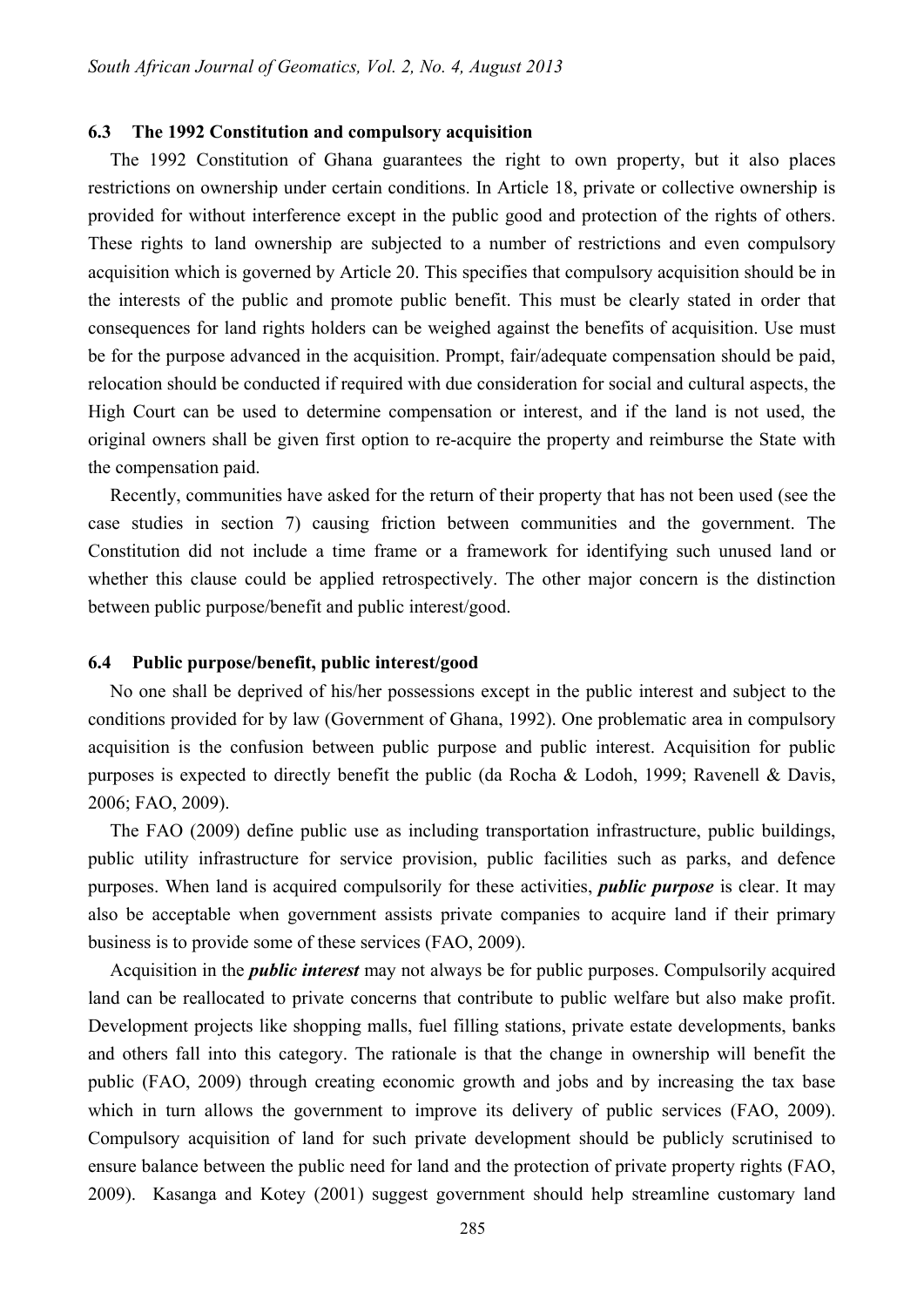### 6.3 The 1992 Constitution and compulsory acquisition

The 1992 Constitution of Ghana guarantees the right to own property, but it also places restrictions on ownership under certain conditions. In Article 18, private or collective ownership is provided for without interference except in the public good and protection of the rights of others. These rights to land ownership are subjected to a number of restrictions and even compulsory acquisition which is governed by Article 20. This specifies that compulsory acquisition should be in the interests of the public and promote public benefit. This must be clearly stated in order that consequences for land rights holders can be weighed against the benefits of acquisition. Use must be for the purpose advanced in the acquisition. Prompt, fair/adequate compensation should be paid, relocation should be conducted if required with due consideration for social and cultural aspects, the High Court can be used to determine compensation or interest, and if the land is not used, the original owners shall be given first option to re-acquire the property and reimburse the State with the compensation paid.

Recently, communities have asked for the return of their property that has not been used (see the case studies in section 7) causing friction between communities and the government. The Constitution did not include a time frame or a framework for identifying such unused land or whether this clause could be applied retrospectively. The other major concern is the distinction between public purpose/benefit and public interest/good.

### 6.4 Public purpose/benefit, public interest/good

No one shall be deprived of his/her possessions except in the public interest and subject to the conditions provided for by law (Government of Ghana, 1992). One problematic area in compulsory acquisition is the confusion between public purpose and public interest. Acquisition for public purposes is expected to directly benefit the public (da Rocha & Lodoh, 1999; Ravenell & Davis, 2006; FAO, 2009).

The FAO (2009) define public use as including transportation infrastructure, public buildings, public utility infrastructure for service provision, public facilities such as parks, and defence purposes. When land is acquired compulsorily for these activities, ***public purpose*** is clear. It may also be acceptable when government assists private companies to acquire land if their primary business is to provide some of these services (FAO, 2009).

Acquisition in the ***public interest*** may not always be for public purposes. Compulsorily acquired land can be reallocated to private concerns that contribute to public welfare but also make profit. Development projects like shopping malls, fuel filling stations, private estate developments, banks and others fall into this category. The rationale is that the change in ownership will benefit the public (FAO, 2009) through creating economic growth and jobs and by increasing the tax base which in turn allows the government to improve its delivery of public services (FAO, 2009). Compulsory acquisition of land for such private development should be publicly scrutinised to ensure balance between the public need for land and the protection of private property rights (FAO, 2009). Kasanga and Kotey (2001) suggest government should help streamline customary land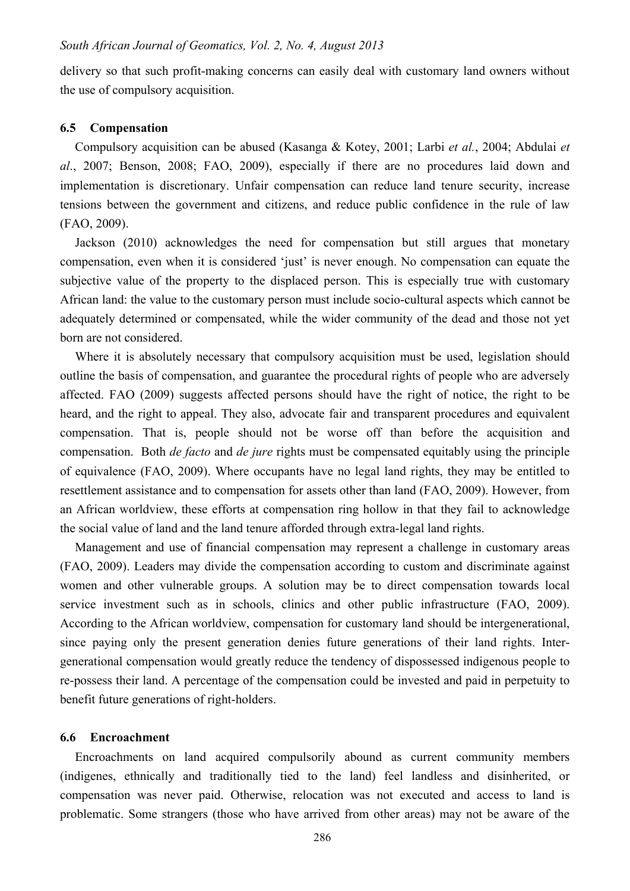delivery so that such profit-making concerns can easily deal with customary land owners without the use of compulsory acquisition.

### 6.5 Compensation

Compulsory acquisition can be abused (Kasanga & Kotey, 2001; Larbi *et al.*, 2004; Abdulai *et al*., 2007; Benson, 2008; FAO, 2009), especially if there are no procedures laid down and implementation is discretionary. Unfair compensation can reduce land tenure security, increase tensions between the government and citizens, and reduce public confidence in the rule of law (FAO, 2009).

Jackson (2010) acknowledges the need for compensation but still argues that monetary compensation, even when it is considered 'just' is never enough. No compensation can equate the subjective value of the property to the displaced person. This is especially true with customary African land: the value to the customary person must include socio-cultural aspects which cannot be adequately determined or compensated, while the wider community of the dead and those not yet born are not considered.

Where it is absolutely necessary that compulsory acquisition must be used, legislation should outline the basis of compensation, and guarantee the procedural rights of people who are adversely affected. FAO (2009) suggests affected persons should have the right of notice, the right to be heard, and the right to appeal. They also, advocate fair and transparent procedures and equivalent compensation. That is, people should not be worse off than before the acquisition and compensation. Both *de facto* and *de jure* rights must be compensated equitably using the principle of equivalence (FAO, 2009). Where occupants have no legal land rights, they may be entitled to resettlement assistance and to compensation for assets other than land (FAO, 2009). However, from an African worldview, these efforts at compensation ring hollow in that they fail to acknowledge the social value of land and the land tenure afforded through extra-legal land rights.

Management and use of financial compensation may represent a challenge in customary areas (FAO, 2009). Leaders may divide the compensation according to custom and discriminate against women and other vulnerable groups. A solution may be to direct compensation towards local service investment such as in schools, clinics and other public infrastructure (FAO, 2009). According to the African worldview, compensation for customary land should be intergenerational, since paying only the present generation denies future generations of their land rights. Inter-generational compensation would greatly reduce the tendency of dispossessed indigenous people to re-possess their land. A percentage of the compensation could be invested and paid in perpetuity to benefit future generations of right-holders.

### 6.6 Encroachment

Encroachments on land acquired compulsorily abound as current community members (indigenes, ethnically and traditionally tied to the land) feel landless and disinherited, or compensation was never paid. Otherwise, relocation was not executed and access to land is problematic. Some strangers (those who have arrived from other areas) may not be aware of the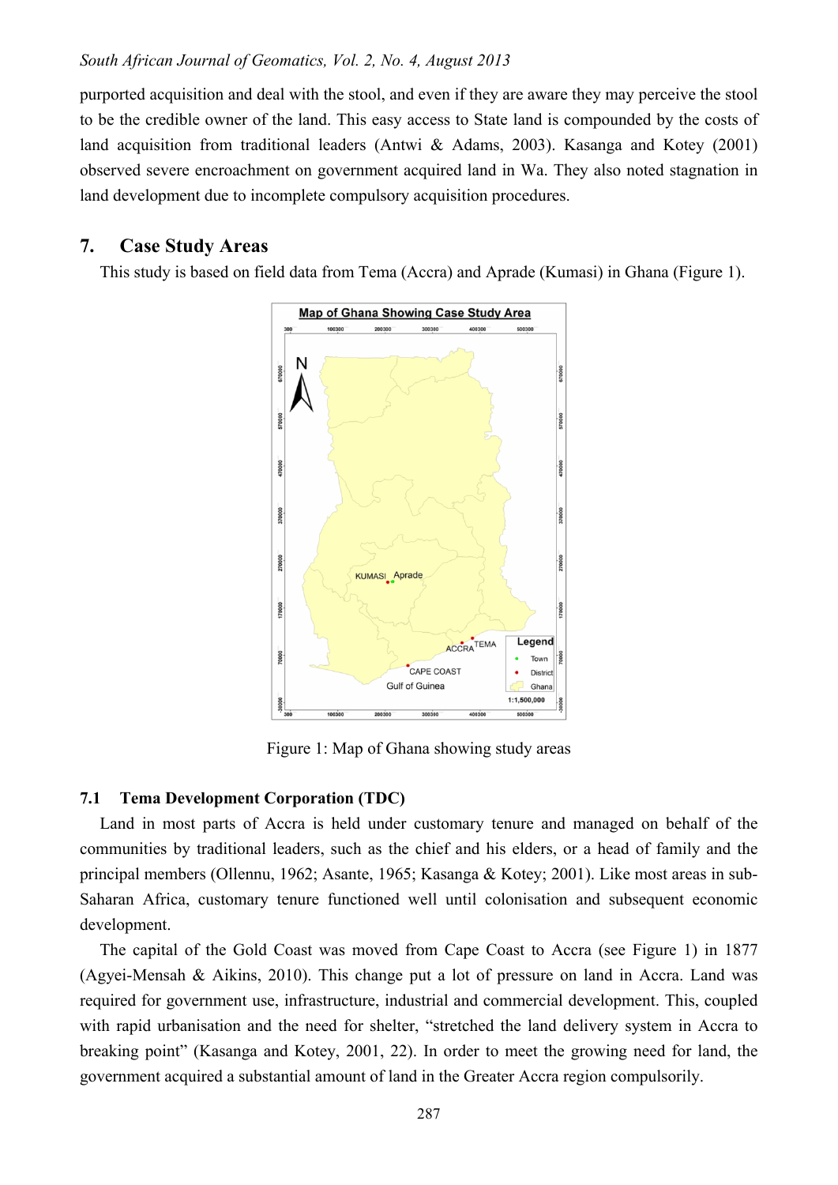purported acquisition and deal with the stool, and even if they are aware they may perceive the stool to be the credible owner of the land. This easy access to State land is compounded by the costs of land acquisition from traditional leaders (Antwi & Adams, 2003). Kasanga and Kotey (2001) observed severe encroachment on government acquired land in Wa. They also noted stagnation in land development due to incomplete compulsory acquisition procedures.

## 7. Case Study Areas

This study is based on field data from Tema (Accra) and Aprade (Kumasi) in Ghana (Figure 1).

Figure 1: Map of Ghana showing study areas

### 7.1 Tema Development Corporation (TDC)

Land in most parts of Accra is held under customary tenure and managed on behalf of the communities by traditional leaders, such as the chief and his elders, or a head of family and the principal members (Ollennu, 1962; Asante, 1965; Kasanga & Kotey; 2001). Like most areas in sub-Saharan Africa, customary tenure functioned well until colonisation and subsequent economic development.

The capital of the Gold Coast was moved from Cape Coast to Accra (see Figure 1) in 1877 (Agyei-Mensah & Aikins, 2010). This change put a lot of pressure on land in Accra. Land was required for government use, infrastructure, industrial and commercial development. This, coupled with rapid urbanisation and the need for shelter, "stretched the land delivery system in Accra to breaking point" (Kasanga and Kotey, 2001, 22). In order to meet the growing need for land, the government acquired a substantial amount of land in the Greater Accra region compulsorily.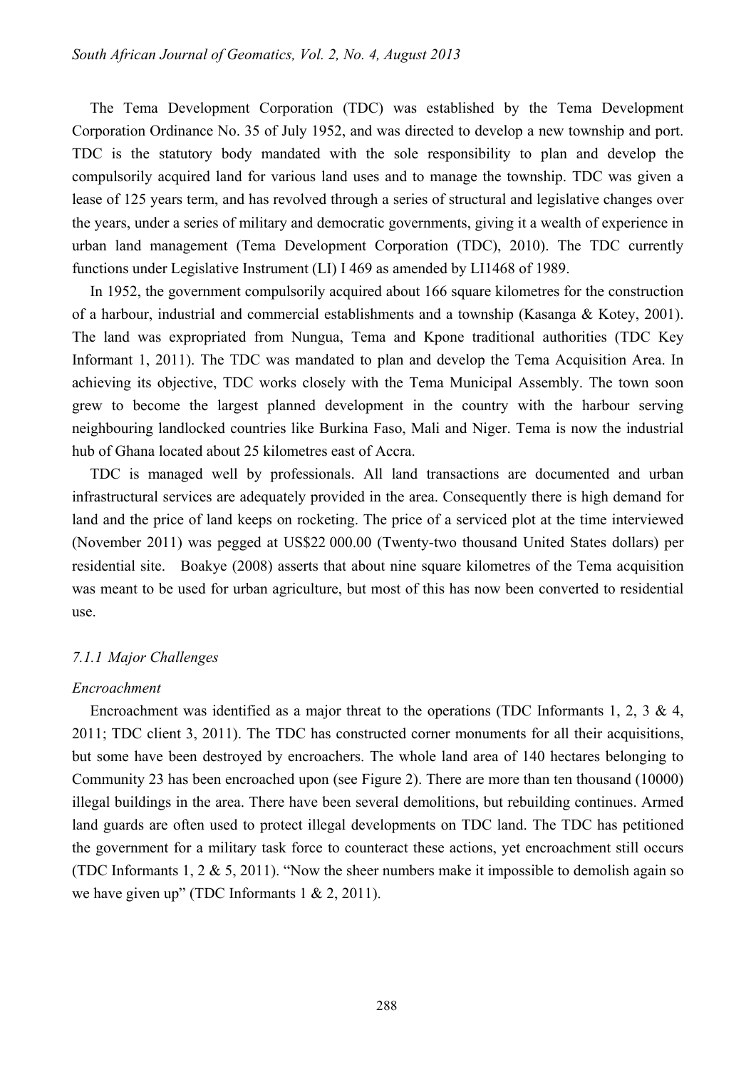The Tema Development Corporation (TDC) was established by the Tema Development Corporation Ordinance No. 35 of July 1952, and was directed to develop a new township and port. TDC is the statutory body mandated with the sole responsibility to plan and develop the compulsorily acquired land for various land uses and to manage the township. TDC was given a lease of 125 years term, and has revolved through a series of structural and legislative changes over the years, under a series of military and democratic governments, giving it a wealth of experience in urban land management (Tema Development Corporation (TDC), 2010). The TDC currently functions under Legislative Instrument (LI) I 469 as amended by LI1468 of 1989.

In 1952, the government compulsorily acquired about 166 square kilometres for the construction of a harbour, industrial and commercial establishments and a township (Kasanga & Kotey, 2001). The land was expropriated from Nungua, Tema and Kpone traditional authorities (TDC Key Informant 1, 2011). The TDC was mandated to plan and develop the Tema Acquisition Area. In achieving its objective, TDC works closely with the Tema Municipal Assembly. The town soon grew to become the largest planned development in the country with the harbour serving neighbouring landlocked countries like Burkina Faso, Mali and Niger. Tema is now the industrial hub of Ghana located about 25 kilometres east of Accra.

TDC is managed well by professionals. All land transactions are documented and urban infrastructural services are adequately provided in the area. Consequently there is high demand for land and the price of land keeps on rocketing. The price of a serviced plot at the time interviewed (November 2011) was pegged at US$22 000.00 (Twenty-two thousand United States dollars) per residential site. Boakye (2008) asserts that about nine square kilometres of the Tema acquisition was meant to be used for urban agriculture, but most of this has now been converted to residential use.

#### *7.1.1 Major Challenges*

*Encroachment*

Encroachment was identified as a major threat to the operations (TDC Informants 1, 2, 3 & 4, 2011; TDC client 3, 2011). The TDC has constructed corner monuments for all their acquisitions, but some have been destroyed by encroachers. The whole land area of 140 hectares belonging to Community 23 has been encroached upon (see Figure 2). There are more than ten thousand (10000) illegal buildings in the area. There have been several demolitions, but rebuilding continues. Armed land guards are often used to protect illegal developments on TDC land. The TDC has petitioned the government for a military task force to counteract these actions, yet encroachment still occurs (TDC Informants 1, 2 & 5, 2011). "Now the sheer numbers make it impossible to demolish again so we have given up" (TDC Informants 1 & 2, 2011).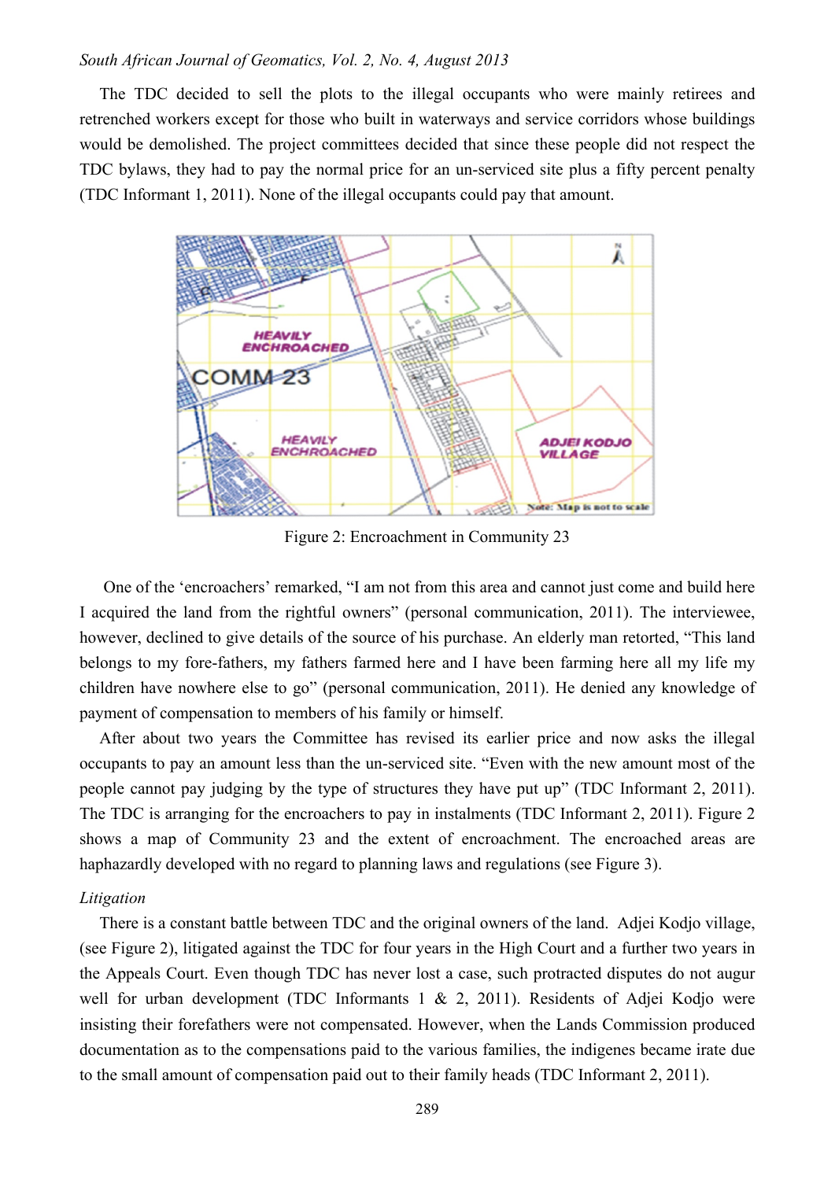The TDC decided to sell the plots to the illegal occupants who were mainly retirees and retrenched workers except for those who built in waterways and service corridors whose buildings would be demolished. The project committees decided that since these people did not respect the TDC bylaws, they had to pay the normal price for an un-serviced site plus a fifty percent penalty (TDC Informant 1, 2011). None of the illegal occupants could pay that amount.

Figure 2: Encroachment in Community 23

One of the 'encroachers' remarked, "I am not from this area and cannot just come and build here I acquired the land from the rightful owners" (personal communication, 2011). The interviewee, however, declined to give details of the source of his purchase. An elderly man retorted, "This land belongs to my fore-fathers, my fathers farmed here and I have been farming here all my life my children have nowhere else to go" (personal communication, 2011). He denied any knowledge of payment of compensation to members of his family or himself.

After about two years the Committee has revised its earlier price and now asks the illegal occupants to pay an amount less than the un-serviced site. "Even with the new amount most of the people cannot pay judging by the type of structures they have put up" (TDC Informant 2, 2011). The TDC is arranging for the encroachers to pay in instalments (TDC Informant 2, 2011). Figure 2 shows a map of Community 23 and the extent of encroachment. The encroached areas are haphazardly developed with no regard to planning laws and regulations (see Figure 3).

*Litigation*

There is a constant battle between TDC and the original owners of the land. Adjei Kodjo village, (see Figure 2), litigated against the TDC for four years in the High Court and a further two years in the Appeals Court. Even though TDC has never lost a case, such protracted disputes do not augur well for urban development (TDC Informants 1 & 2, 2011). Residents of Adjei Kodjo were insisting their forefathers were not compensated. However, when the Lands Commission produced documentation as to the compensations paid to the various families, the indigenes became irate due to the small amount of compensation paid out to their family heads (TDC Informant 2, 2011).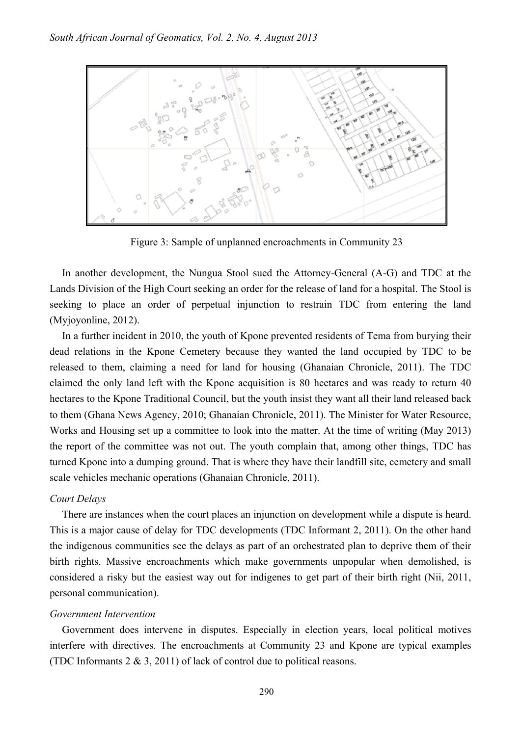Figure 3: Sample of unplanned encroachments in Community 23

In another development, the Nungua Stool sued the Attorney-General (A-G) and TDC at the Lands Division of the High Court seeking an order for the release of land for a hospital. The Stool is seeking to place an order of perpetual injunction to restrain TDC from entering the land (Myjoyonline, 2012).

In a further incident in 2010, the youth of Kpone prevented residents of Tema from burying their dead relations in the Kpone Cemetery because they wanted the land occupied by TDC to be released to them, claiming a need for land for housing (Ghanaian Chronicle, 2011). The TDC claimed the only land left with the Kpone acquisition is 80 hectares and was ready to return 40 hectares to the Kpone Traditional Council, but the youth insist they want all their land released back to them (Ghana News Agency, 2010; Ghanaian Chronicle, 2011). The Minister for Water Resource, Works and Housing set up a committee to look into the matter. At the time of writing (May 2013) the report of the committee was not out. The youth complain that, among other things, TDC has turned Kpone into a dumping ground. That is where they have their landfill site, cemetery and small scale vehicles mechanic operations (Ghanaian Chronicle, 2011).

*Court Delays*

There are instances when the court places an injunction on development while a dispute is heard. This is a major cause of delay for TDC developments (TDC Informant 2, 2011). On the other hand the indigenous communities see the delays as part of an orchestrated plan to deprive them of their birth rights. Massive encroachments which make governments unpopular when demolished, is considered a risky but the easiest way out for indigenes to get part of their birth right (Nii, 2011, personal communication).

*Government Intervention*

Government does intervene in disputes. Especially in election years, local political motives interfere with directives. The encroachments at Community 23 and Kpone are typical examples (TDC Informants 2 & 3, 2011) of lack of control due to political reasons.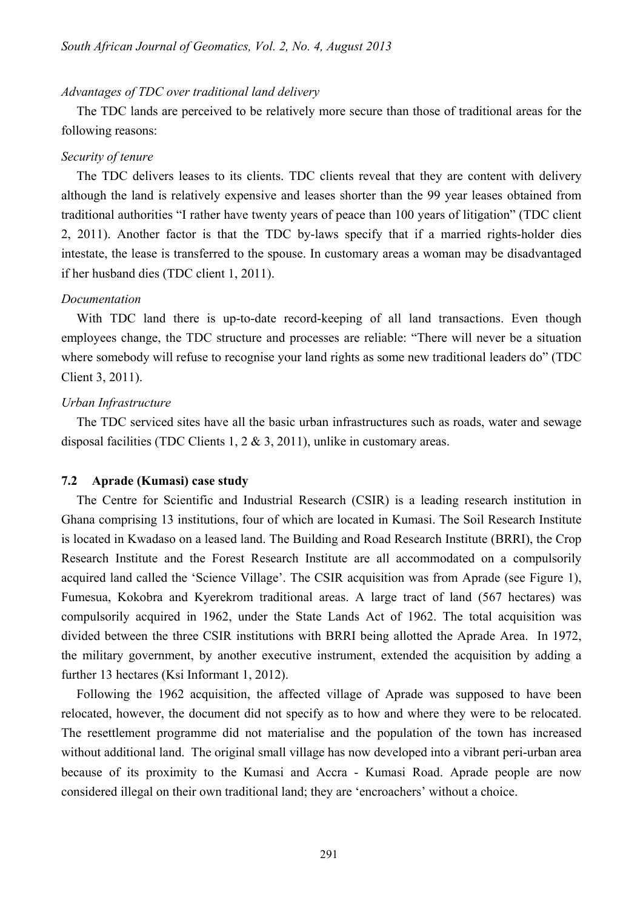*Advantages of TDC over traditional land delivery*

The TDC lands are perceived to be relatively more secure than those of traditional areas for the following reasons:

*Security of tenure*

The TDC delivers leases to its clients. TDC clients reveal that they are content with delivery although the land is relatively expensive and leases shorter than the 99 year leases obtained from traditional authorities "I rather have twenty years of peace than 100 years of litigation" (TDC client 2, 2011). Another factor is that the TDC by-laws specify that if a married rights-holder dies intestate, the lease is transferred to the spouse. In customary areas a woman may be disadvantaged if her husband dies (TDC client 1, 2011).

*Documentation*

With TDC land there is up-to-date record-keeping of all land transactions. Even though employees change, the TDC structure and processes are reliable: "There will never be a situation where somebody will refuse to recognise your land rights as some new traditional leaders do" (TDC Client 3, 2011).

*Urban Infrastructure*

The TDC serviced sites have all the basic urban infrastructures such as roads, water and sewage disposal facilities (TDC Clients 1, 2 & 3, 2011), unlike in customary areas.

### 7.2 Aprade (Kumasi) case study

The Centre for Scientific and Industrial Research (CSIR) is a leading research institution in Ghana comprising 13 institutions, four of which are located in Kumasi. The Soil Research Institute is located in Kwadaso on a leased land. The Building and Road Research Institute (BRRI), the Crop Research Institute and the Forest Research Institute are all accommodated on a compulsorily acquired land called the 'Science Village'. The CSIR acquisition was from Aprade (see Figure 1), Fumesua, Kokobra and Kyerekrom traditional areas. A large tract of land (567 hectares) was compulsorily acquired in 1962, under the State Lands Act of 1962. The total acquisition was divided between the three CSIR institutions with BRRI being allotted the Aprade Area. In 1972, the military government, by another executive instrument, extended the acquisition by adding a further 13 hectares (Ksi Informant 1, 2012).

Following the 1962 acquisition, the affected village of Aprade was supposed to have been relocated, however, the document did not specify as to how and where they were to be relocated. The resettlement programme did not materialise and the population of the town has increased without additional land. The original small village has now developed into a vibrant peri-urban area because of its proximity to the Kumasi and Accra - Kumasi Road. Aprade people are now considered illegal on their own traditional land; they are 'encroachers' without a choice.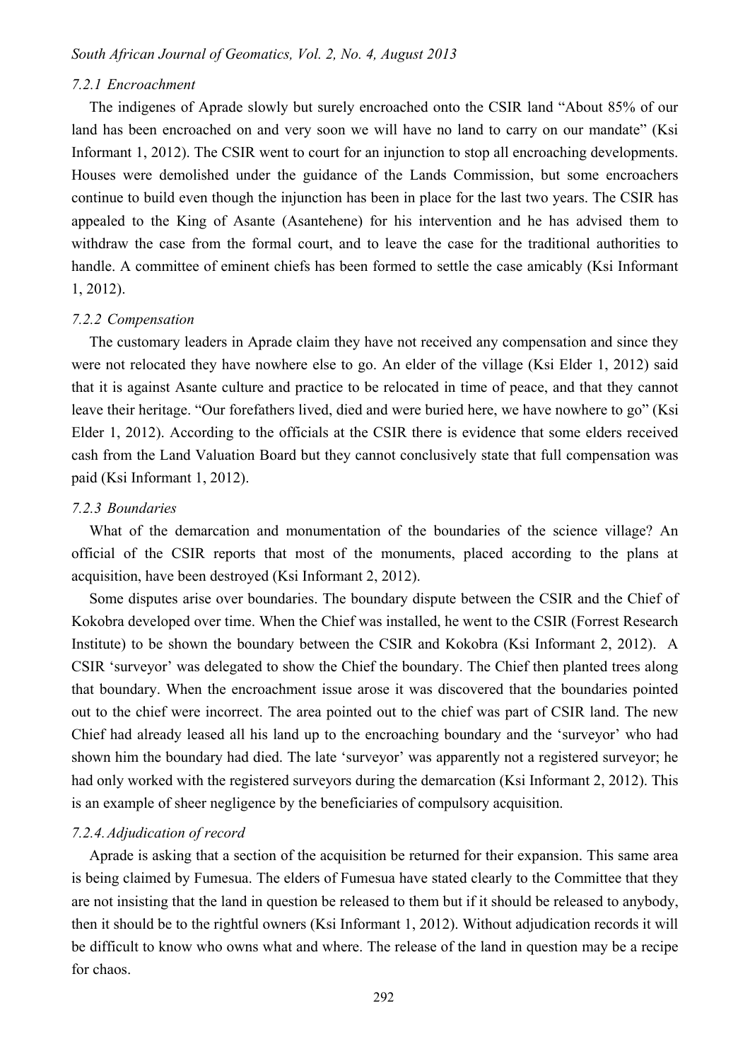#### 7.2.1 Encroachment

The indigenes of Aprade slowly but surely encroached onto the CSIR land "About 85% of our land has been encroached on and very soon we will have no land to carry on our mandate" (Ksi Informant 1, 2012). The CSIR went to court for an injunction to stop all encroaching developments. Houses were demolished under the guidance of the Lands Commission, but some encroachers continue to build even though the injunction has been in place for the last two years. The CSIR has appealed to the King of Asante (Asantehene) for his intervention and he has advised them to withdraw the case from the formal court, and to leave the case for the traditional authorities to handle. A committee of eminent chiefs has been formed to settle the case amicably (Ksi Informant 1, 2012).

#### 7.2.2 Compensation

The customary leaders in Aprade claim they have not received any compensation and since they were not relocated they have nowhere else to go. An elder of the village (Ksi Elder 1, 2012) said that it is against Asante culture and practice to be relocated in time of peace, and that they cannot leave their heritage. "Our forefathers lived, died and were buried here, we have nowhere to go" (Ksi Elder 1, 2012). According to the officials at the CSIR there is evidence that some elders received cash from the Land Valuation Board but they cannot conclusively state that full compensation was paid (Ksi Informant 1, 2012).

#### 7.2.3 Boundaries

What of the demarcation and monumentation of the boundaries of the science village? An official of the CSIR reports that most of the monuments, placed according to the plans at acquisition, have been destroyed (Ksi Informant 2, 2012).

Some disputes arise over boundaries. The boundary dispute between the CSIR and the Chief of Kokobra developed over time. When the Chief was installed, he went to the CSIR (Forrest Research Institute) to be shown the boundary between the CSIR and Kokobra (Ksi Informant 2, 2012). A CSIR 'surveyor' was delegated to show the Chief the boundary. The Chief then planted trees along that boundary. When the encroachment issue arose it was discovered that the boundaries pointed out to the chief were incorrect. The area pointed out to the chief was part of CSIR land. The new Chief had already leased all his land up to the encroaching boundary and the 'surveyor' who had shown him the boundary had died. The late 'surveyor' was apparently not a registered surveyor; he had only worked with the registered surveyors during the demarcation (Ksi Informant 2, 2012). This is an example of sheer negligence by the beneficiaries of compulsory acquisition.

#### 7.2.4. Adjudication of record

Aprade is asking that a section of the acquisition be returned for their expansion. This same area is being claimed by Fumesua. The elders of Fumesua have stated clearly to the Committee that they are not insisting that the land in question be released to them but if it should be released to anybody, then it should be to the rightful owners (Ksi Informant 1, 2012). Without adjudication records it will be difficult to know who owns what and where. The release of the land in question may be a recipe for chaos.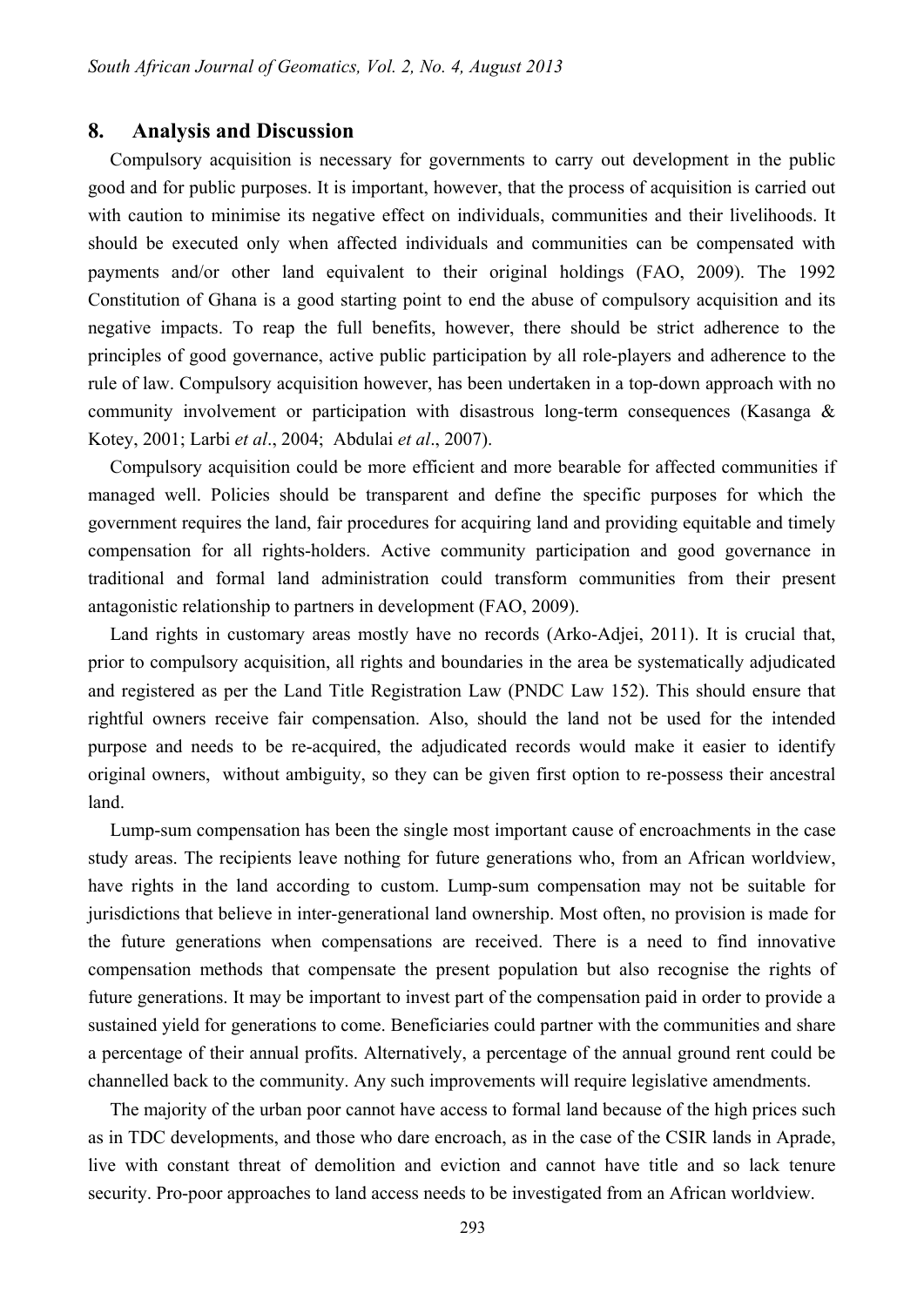## 8. Analysis and Discussion

Compulsory acquisition is necessary for governments to carry out development in the public good and for public purposes. It is important, however, that the process of acquisition is carried out with caution to minimise its negative effect on individuals, communities and their livelihoods. It should be executed only when affected individuals and communities can be compensated with payments and/or other land equivalent to their original holdings (FAO, 2009). The 1992 Constitution of Ghana is a good starting point to end the abuse of compulsory acquisition and its negative impacts. To reap the full benefits, however, there should be strict adherence to the principles of good governance, active public participation by all role-players and adherence to the rule of law. Compulsory acquisition however, has been undertaken in a top-down approach with no community involvement or participation with disastrous long-term consequences (Kasanga & Kotey, 2001; Larbi *et al*., 2004; Abdulai *et al*., 2007).

Compulsory acquisition could be more efficient and more bearable for affected communities if managed well. Policies should be transparent and define the specific purposes for which the government requires the land, fair procedures for acquiring land and providing equitable and timely compensation for all rights-holders. Active community participation and good governance in traditional and formal land administration could transform communities from their present antagonistic relationship to partners in development (FAO, 2009).

Land rights in customary areas mostly have no records (Arko-Adjei, 2011). It is crucial that, prior to compulsory acquisition, all rights and boundaries in the area be systematically adjudicated and registered as per the Land Title Registration Law (PNDC Law 152). This should ensure that rightful owners receive fair compensation. Also, should the land not be used for the intended purpose and needs to be re-acquired, the adjudicated records would make it easier to identify original owners, without ambiguity, so they can be given first option to re-possess their ancestral land.

Lump-sum compensation has been the single most important cause of encroachments in the case study areas. The recipients leave nothing for future generations who, from an African worldview, have rights in the land according to custom. Lump-sum compensation may not be suitable for jurisdictions that believe in inter-generational land ownership. Most often, no provision is made for the future generations when compensations are received. There is a need to find innovative compensation methods that compensate the present population but also recognise the rights of future generations. It may be important to invest part of the compensation paid in order to provide a sustained yield for generations to come. Beneficiaries could partner with the communities and share a percentage of their annual profits. Alternatively, a percentage of the annual ground rent could be channelled back to the community. Any such improvements will require legislative amendments.

The majority of the urban poor cannot have access to formal land because of the high prices such as in TDC developments, and those who dare encroach, as in the case of the CSIR lands in Aprade, live with constant threat of demolition and eviction and cannot have title and so lack tenure security. Pro-poor approaches to land access needs to be investigated from an African worldview.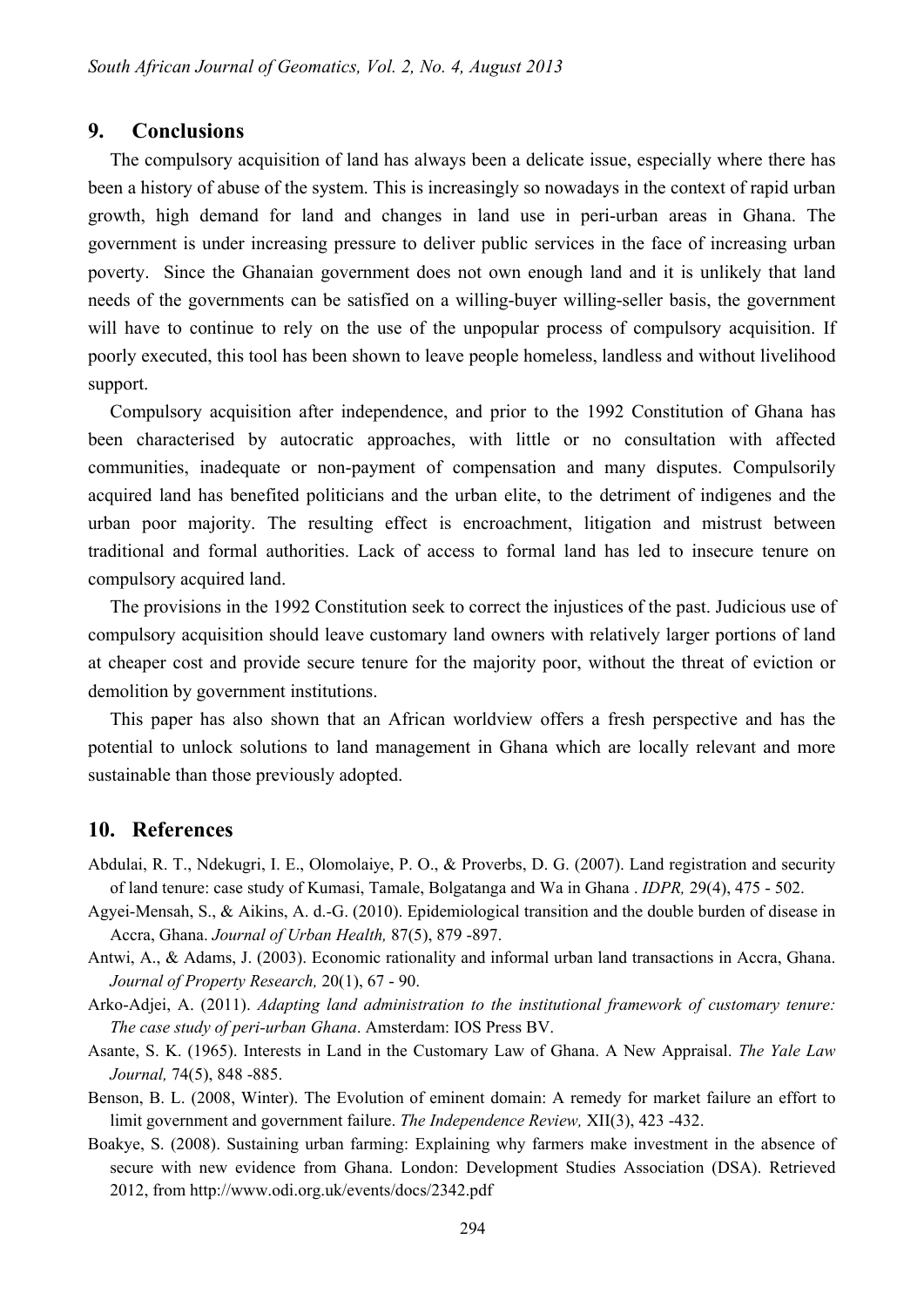## 9. Conclusions

The compulsory acquisition of land has always been a delicate issue, especially where there has been a history of abuse of the system. This is increasingly so nowadays in the context of rapid urban growth, high demand for land and changes in land use in peri-urban areas in Ghana. The government is under increasing pressure to deliver public services in the face of increasing urban poverty. Since the Ghanaian government does not own enough land and it is unlikely that land needs of the governments can be satisfied on a willing-buyer willing-seller basis, the government will have to continue to rely on the use of the unpopular process of compulsory acquisition. If poorly executed, this tool has been shown to leave people homeless, landless and without livelihood support.

Compulsory acquisition after independence, and prior to the 1992 Constitution of Ghana has been characterised by autocratic approaches, with little or no consultation with affected communities, inadequate or non-payment of compensation and many disputes. Compulsorily acquired land has benefited politicians and the urban elite, to the detriment of indigenes and the urban poor majority. The resulting effect is encroachment, litigation and mistrust between traditional and formal authorities. Lack of access to formal land has led to insecure tenure on compulsory acquired land.

The provisions in the 1992 Constitution seek to correct the injustices of the past. Judicious use of compulsory acquisition should leave customary land owners with relatively larger portions of land at cheaper cost and provide secure tenure for the majority poor, without the threat of eviction or demolition by government institutions.

This paper has also shown that an African worldview offers a fresh perspective and has the potential to unlock solutions to land management in Ghana which are locally relevant and more sustainable than those previously adopted.

## 10. References

Abdulai, R. T., Ndekugri, I. E., Olomolaiye, P. O., & Proverbs, D. G. (2007). Land registration and security of land tenure: case study of Kumasi, Tamale, Bolgatanga and Wa in Ghana . *IDPR,* 29(4), 475 - 502.

Agyei-Mensah, S., & Aikins, A. d.-G. (2010). Epidemiological transition and the double burden of disease in Accra, Ghana. *Journal of Urban Health,* 87(5), 879 -897.

Antwi, A., & Adams, J. (2003). Economic rationality and informal urban land transactions in Accra, Ghana. *Journal of Property Research,* 20(1), 67 - 90.

Arko-Adjei, A. (2011). *Adapting land administration to the institutional framework of customary tenure: The case study of peri-urban Ghana*. Amsterdam: IOS Press BV.

Asante, S. K. (1965). Interests in Land in the Customary Law of Ghana. A New Appraisal. *The Yale Law Journal,* 74(5), 848 -885.

Benson, B. L. (2008, Winter). The Evolution of eminent domain: A remedy for market failure an effort to limit government and government failure. *The Independence Review,* XII(3), 423 -432.

Boakye, S. (2008). Sustaining urban farming: Explaining why farmers make investment in the absence of secure with new evidence from Ghana. London: Development Studies Association (DSA). Retrieved 2012, from http://www.odi.org.uk/events/docs/2342.pdf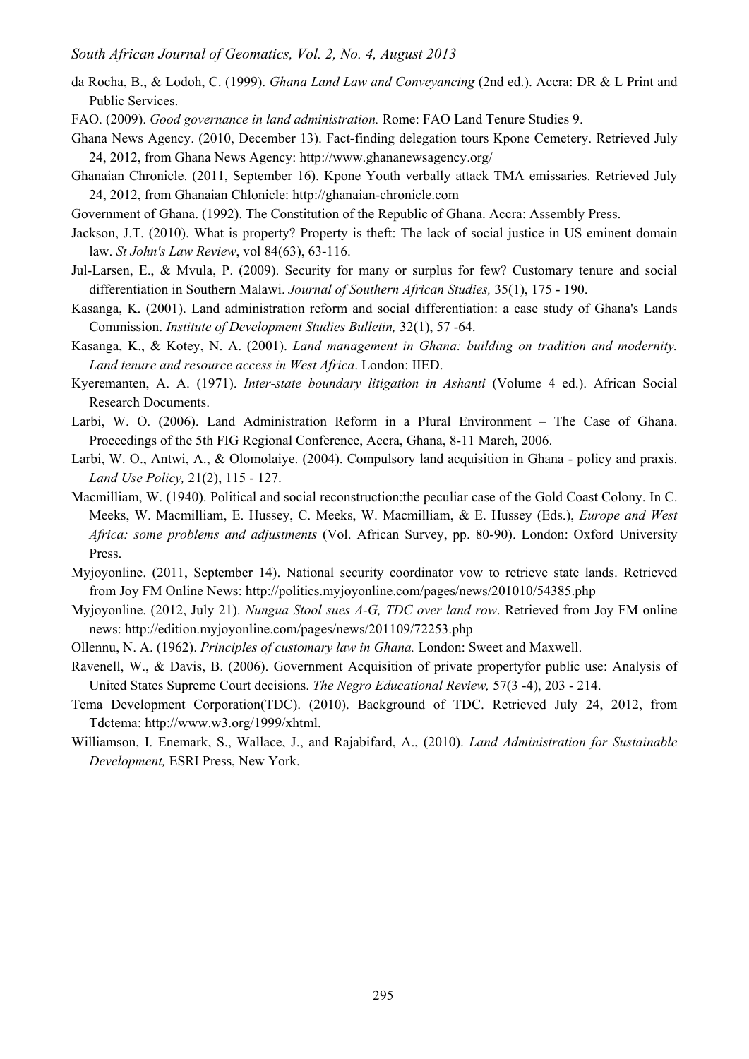da Rocha, B., & Lodoh, C. (1999). *Ghana Land Law and Conveyancing* (2nd ed.). Accra: DR & L Print and Public Services.

FAO. (2009). *Good governance in land administration.* Rome: FAO Land Tenure Studies 9.

Ghana News Agency. (2010, December 13). Fact-finding delegation tours Kpone Cemetery. Retrieved July 24, 2012, from Ghana News Agency: http://www.ghananewsagency.org/

Ghanaian Chronicle. (2011, September 16). Kpone Youth verbally attack TMA emissaries. Retrieved July 24, 2012, from Ghanaian Chlonicle: http://ghanaian-chronicle.com

Government of Ghana. (1992). The Constitution of the Republic of Ghana. Accra: Assembly Press.

Jackson, J.T. (2010). What is property? Property is theft: The lack of social justice in US eminent domain law. *St John's Law Review*, vol 84(63), 63-116.

Jul-Larsen, E., & Mvula, P. (2009). Security for many or surplus for few? Customary tenure and social differentiation in Southern Malawi. *Journal of Southern African Studies,* 35(1), 175 - 190.

Kasanga, K. (2001). Land administration reform and social differentiation: a case study of Ghana's Lands Commission. *Institute of Development Studies Bulletin,* 32(1), 57 -64.

Kasanga, K., & Kotey, N. A. (2001). *Land management in Ghana: building on tradition and modernity. Land tenure and resource access in West Africa*. London: IIED.

Kyeremanten, A. A. (1971). *Inter-state boundary litigation in Ashanti* (Volume 4 ed.). African Social Research Documents.

Larbi, W. O. (2006). Land Administration Reform in a Plural Environment – The Case of Ghana. Proceedings of the 5th FIG Regional Conference, Accra, Ghana, 8-11 March, 2006.

Larbi, W. O., Antwi, A., & Olomolaiye. (2004). Compulsory land acquisition in Ghana - policy and praxis. *Land Use Policy,* 21(2), 115 - 127.

Macmilliam, W. (1940). Political and social reconstruction:the peculiar case of the Gold Coast Colony. In C. Meeks, W. Macmilliam, E. Hussey, C. Meeks, W. Macmilliam, & E. Hussey (Eds.), *Europe and West Africa: some problems and adjustments* (Vol. African Survey, pp. 80-90). London: Oxford University Press.

Myjoyonline. (2011, September 14). National security coordinator vow to retrieve state lands. Retrieved from Joy FM Online News: http://politics.myjoyonline.com/pages/news/201010/54385.php

Myjoyonline. (2012, July 21). *Nungua Stool sues A-G, TDC over land row*. Retrieved from Joy FM online news: http://edition.myjoyonline.com/pages/news/201109/72253.php

Ollennu, N. A. (1962). *Principles of customary law in Ghana.* London: Sweet and Maxwell.

Ravenell, W., & Davis, B. (2006). Government Acquisition of private propertyfor public use: Analysis of United States Supreme Court decisions. *The Negro Educational Review,* 57(3 -4), 203 - 214.

Tema Development Corporation(TDC). (2010). Background of TDC. Retrieved July 24, 2012, from Tdctema: http://www.w3.org/1999/xhtml.

Williamson, I. Enemark, S., Wallace, J., and Rajabifard, A., (2010). *Land Administration for Sustainable Development,* ESRI Press, New York.